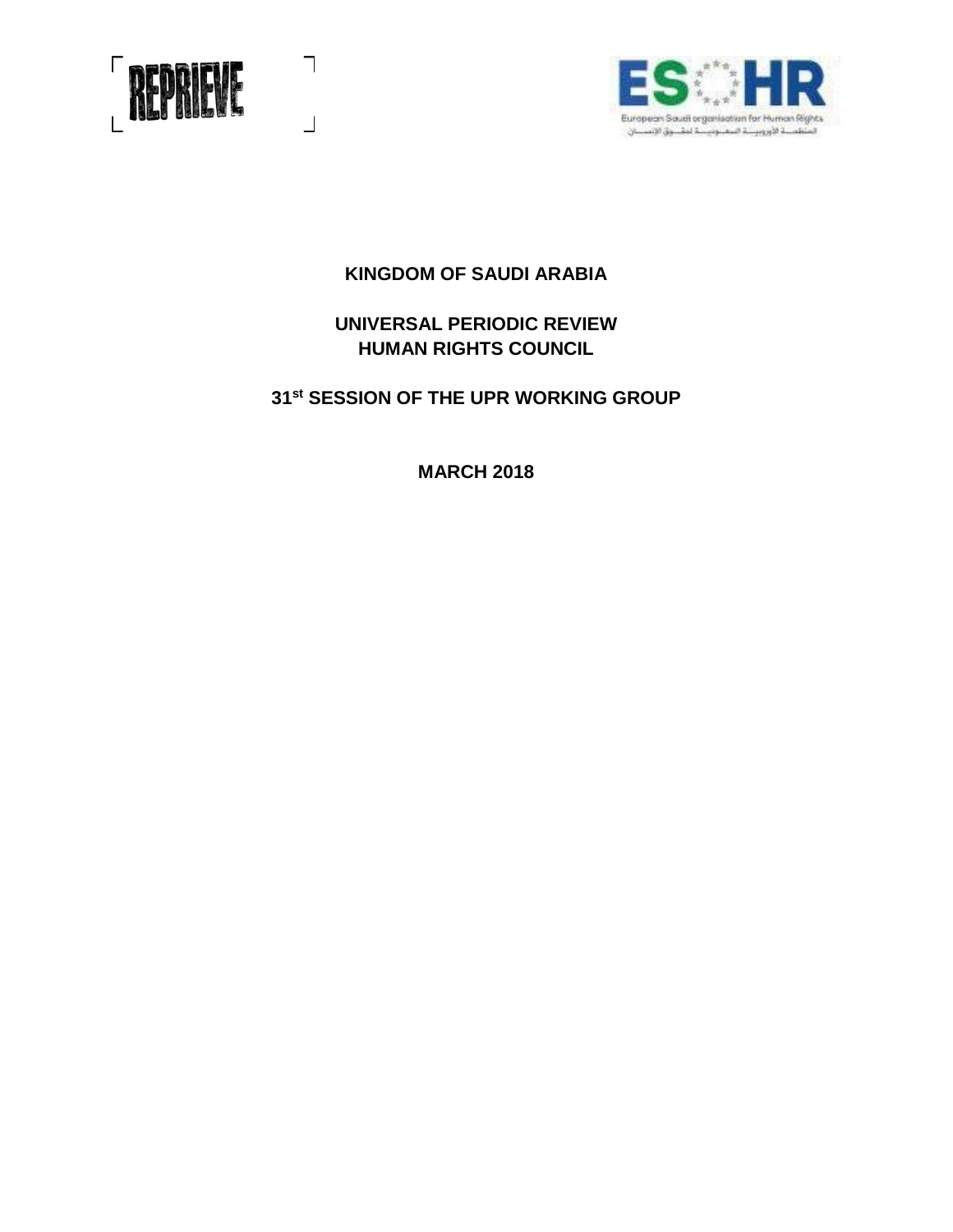**KINGDOM OF SAUDI ARABIA**

**UNIVERSAL PERIODIC REVIEW**
**HUMAN RIGHTS COUNCIL**

**31st SESSION OF THE UPR WORKING GROUP**

**MARCH 2018**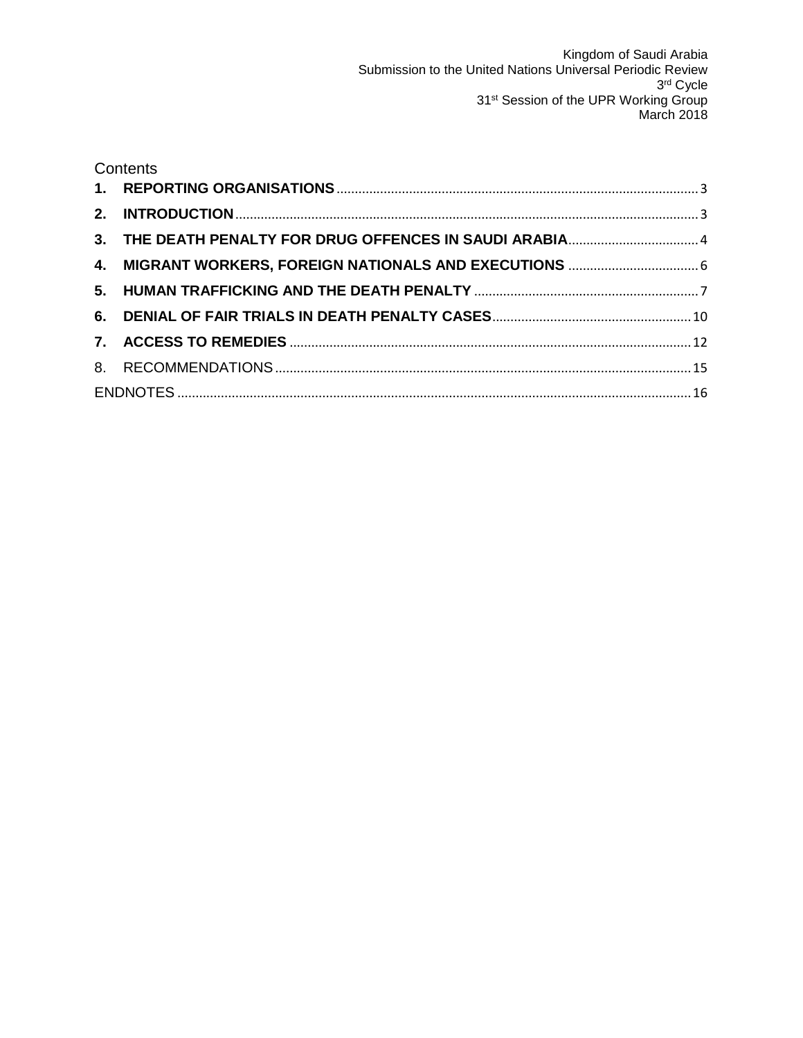Kingdom of Saudi Arabia
Submission to the United Nations Universal Periodic Review
3rd Cycle
31st Session of the UPR Working Group
March 2018

Contents

**1. REPORTING ORGANISATIONS** ..... 3

**2. INTRODUCTION** ..... 3

**3. THE DEATH PENALTY FOR DRUG OFFENCES IN SAUDI ARABIA** ..... 4

**4. MIGRANT WORKERS, FOREIGN NATIONALS AND EXECUTIONS** ..... 6

**5. HUMAN TRAFFICKING AND THE DEATH PENALTY** ..... 7

**6. DENIAL OF FAIR TRIALS IN DEATH PENALTY CASES** ..... 10

**7. ACCESS TO REMEDIES** ..... 12

8. RECOMMENDATIONS ..... 15

ENDNOTES ..... 16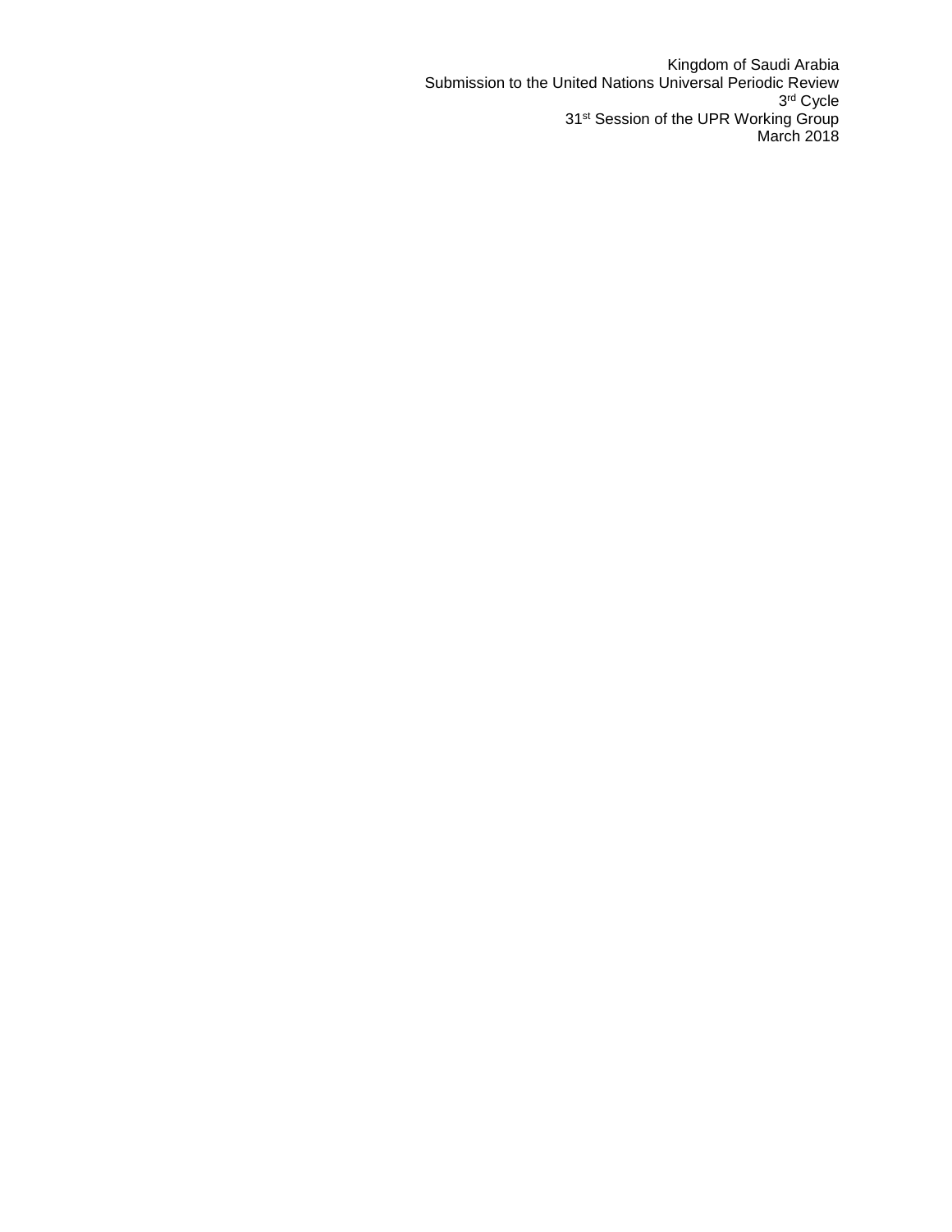Kingdom of Saudi Arabia
Submission to the United Nations Universal Periodic Review
3rd Cycle
31st Session of the UPR Working Group
March 2018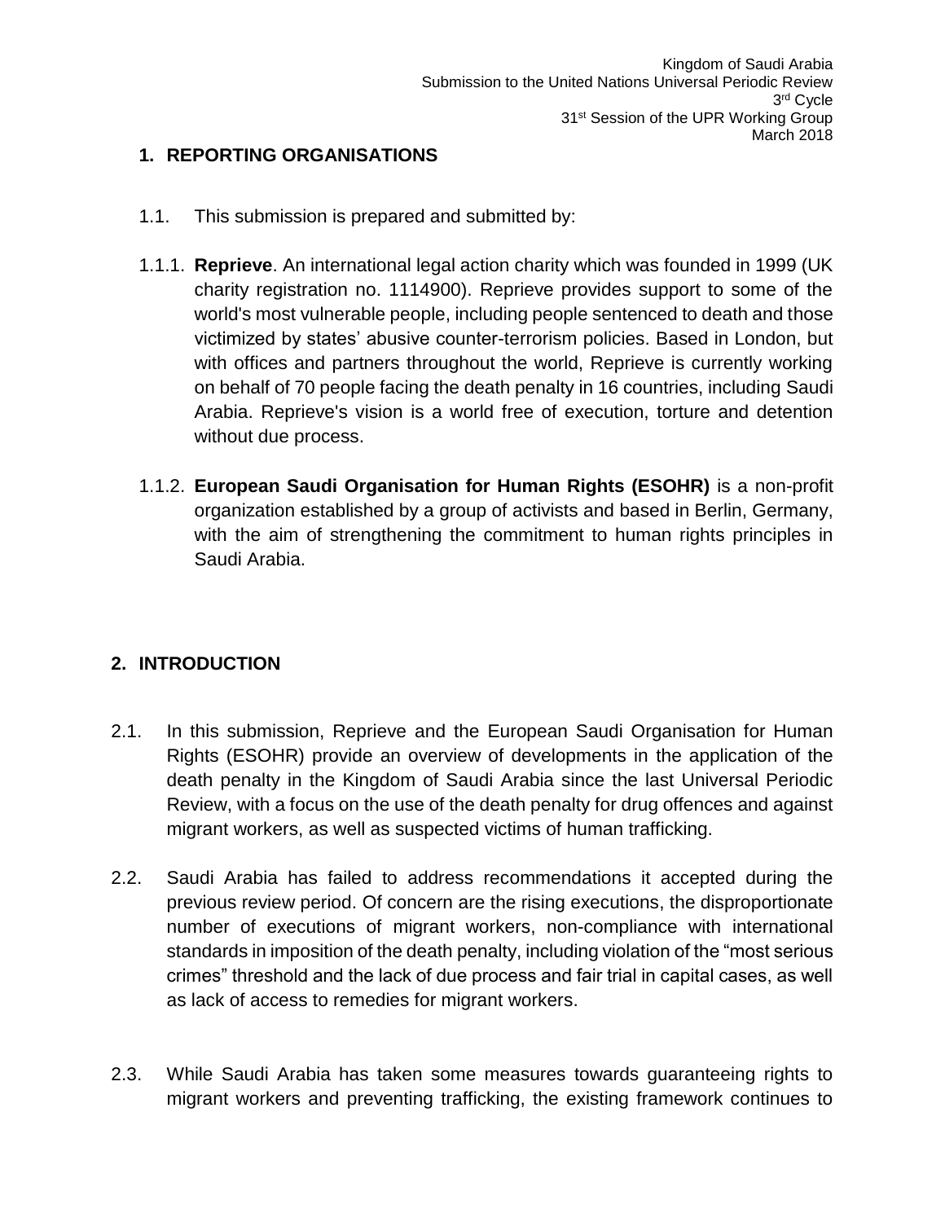## 1. REPORTING ORGANISATIONS

1.1. This submission is prepared and submitted by:

1.1.1. **Reprieve**. An international legal action charity which was founded in 1999 (UK charity registration no. 1114900). Reprieve provides support to some of the world's most vulnerable people, including people sentenced to death and those victimized by states' abusive counter-terrorism policies. Based in London, but with offices and partners throughout the world, Reprieve is currently working on behalf of 70 people facing the death penalty in 16 countries, including Saudi Arabia. Reprieve's vision is a world free of execution, torture and detention without due process.

1.1.2. **European Saudi Organisation for Human Rights (ESOHR)** is a non-profit organization established by a group of activists and based in Berlin, Germany, with the aim of strengthening the commitment to human rights principles in Saudi Arabia.

## 2. INTRODUCTION

2.1. In this submission, Reprieve and the European Saudi Organisation for Human Rights (ESOHR) provide an overview of developments in the application of the death penalty in the Kingdom of Saudi Arabia since the last Universal Periodic Review, with a focus on the use of the death penalty for drug offences and against migrant workers, as well as suspected victims of human trafficking.

2.2. Saudi Arabia has failed to address recommendations it accepted during the previous review period. Of concern are the rising executions, the disproportionate number of executions of migrant workers, non-compliance with international standards in imposition of the death penalty, including violation of the "most serious crimes" threshold and the lack of due process and fair trial in capital cases, as well as lack of access to remedies for migrant workers.

2.3. While Saudi Arabia has taken some measures towards guaranteeing rights to migrant workers and preventing trafficking, the existing framework continues to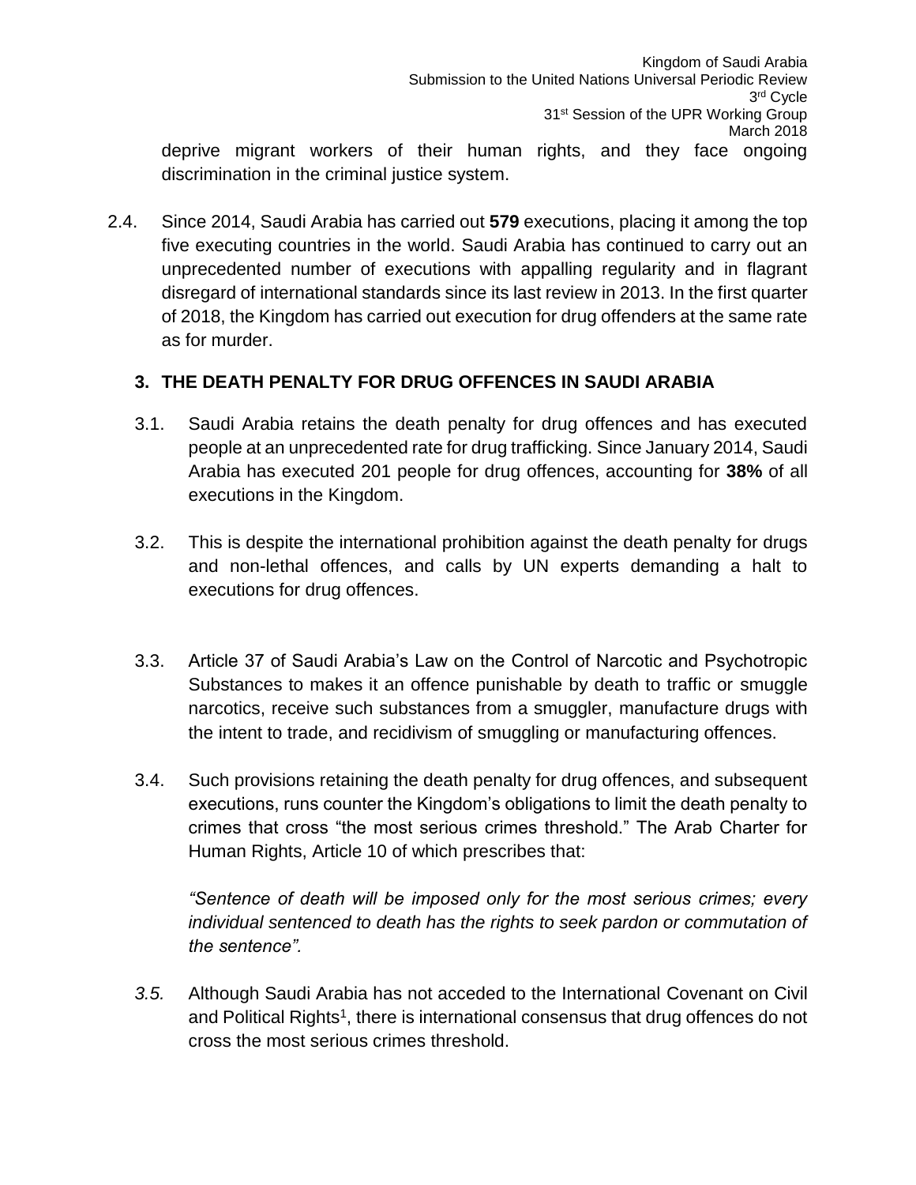deprive migrant workers of their human rights, and they face ongoing discrimination in the criminal justice system.

2.4. Since 2014, Saudi Arabia has carried out **579** executions, placing it among the top five executing countries in the world. Saudi Arabia has continued to carry out an unprecedented number of executions with appalling regularity and in flagrant disregard of international standards since its last review in 2013. In the first quarter of 2018, the Kingdom has carried out execution for drug offenders at the same rate as for murder.

## 3. THE DEATH PENALTY FOR DRUG OFFENCES IN SAUDI ARABIA

3.1. Saudi Arabia retains the death penalty for drug offences and has executed people at an unprecedented rate for drug trafficking. Since January 2014, Saudi Arabia has executed 201 people for drug offences, accounting for **38%** of all executions in the Kingdom.

3.2. This is despite the international prohibition against the death penalty for drugs and non-lethal offences, and calls by UN experts demanding a halt to executions for drug offences.

3.3. Article 37 of Saudi Arabia's Law on the Control of Narcotic and Psychotropic Substances to makes it an offence punishable by death to traffic or smuggle narcotics, receive such substances from a smuggler, manufacture drugs with the intent to trade, and recidivism of smuggling or manufacturing offences.

3.4. Such provisions retaining the death penalty for drug offences, and subsequent executions, runs counter the Kingdom's obligations to limit the death penalty to crimes that cross "the most serious crimes threshold." The Arab Charter for Human Rights, Article 10 of which prescribes that:

*"Sentence of death will be imposed only for the most serious crimes; every individual sentenced to death has the rights to seek pardon or commutation of the sentence".*

*3.5.* Although Saudi Arabia has not acceded to the International Covenant on Civil and Political Rights[1], there is international consensus that drug offences do not cross the most serious crimes threshold.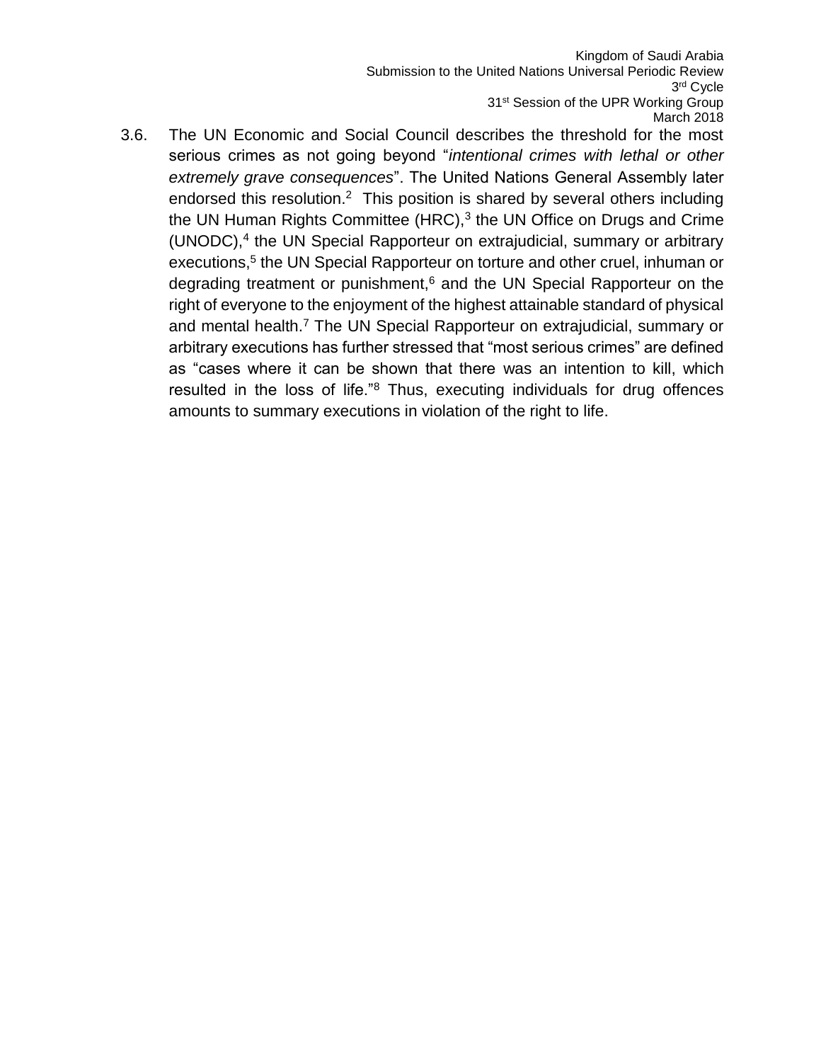3.6. The UN Economic and Social Council describes the threshold for the most serious crimes as not going beyond "*intentional crimes with lethal or other extremely grave consequences*". The United Nations General Assembly later endorsed this resolution.[2] This position is shared by several others including the UN Human Rights Committee (HRC),[3] the UN Office on Drugs and Crime (UNODC),[4] the UN Special Rapporteur on extrajudicial, summary or arbitrary executions,[5] the UN Special Rapporteur on torture and other cruel, inhuman or degrading treatment or punishment,[6] and the UN Special Rapporteur on the right of everyone to the enjoyment of the highest attainable standard of physical and mental health.[7] The UN Special Rapporteur on extrajudicial, summary or arbitrary executions has further stressed that "most serious crimes" are defined as "cases where it can be shown that there was an intention to kill, which resulted in the loss of life."[8] Thus, executing individuals for drug offences amounts to summary executions in violation of the right to life.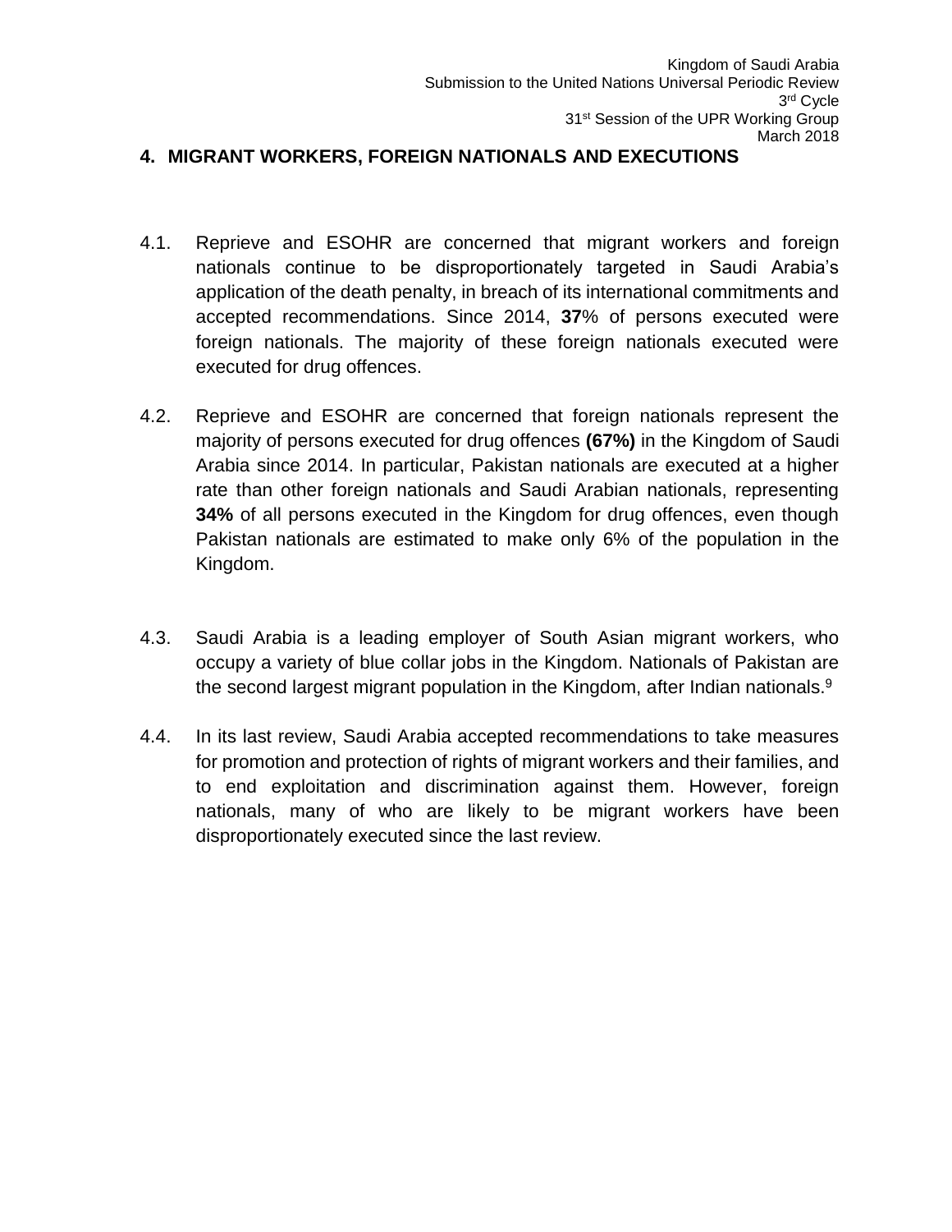## 4. MIGRANT WORKERS, FOREIGN NATIONALS AND EXECUTIONS

4.1. Reprieve and ESOHR are concerned that migrant workers and foreign nationals continue to be disproportionately targeted in Saudi Arabia's application of the death penalty, in breach of its international commitments and accepted recommendations. Since 2014, **37**% of persons executed were foreign nationals. The majority of these foreign nationals executed were executed for drug offences.

4.2. Reprieve and ESOHR are concerned that foreign nationals represent the majority of persons executed for drug offences **(67%)** in the Kingdom of Saudi Arabia since 2014. In particular, Pakistan nationals are executed at a higher rate than other foreign nationals and Saudi Arabian nationals, representing **34%** of all persons executed in the Kingdom for drug offences, even though Pakistan nationals are estimated to make only 6% of the population in the Kingdom.

4.3. Saudi Arabia is a leading employer of South Asian migrant workers, who occupy a variety of blue collar jobs in the Kingdom. Nationals of Pakistan are the second largest migrant population in the Kingdom, after Indian nationals.[9]

4.4. In its last review, Saudi Arabia accepted recommendations to take measures for promotion and protection of rights of migrant workers and their families, and to end exploitation and discrimination against them. However, foreign nationals, many of who are likely to be migrant workers have been disproportionately executed since the last review.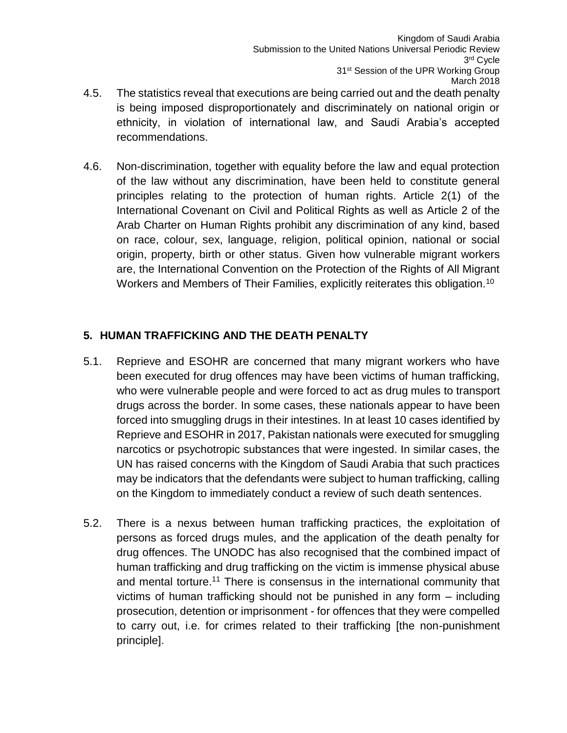4.5. The statistics reveal that executions are being carried out and the death penalty is being imposed disproportionately and discriminately on national origin or ethnicity, in violation of international law, and Saudi Arabia's accepted recommendations.

4.6. Non-discrimination, together with equality before the law and equal protection of the law without any discrimination, have been held to constitute general principles relating to the protection of human rights. Article 2(1) of the International Covenant on Civil and Political Rights as well as Article 2 of the Arab Charter on Human Rights prohibit any discrimination of any kind, based on race, colour, sex, language, religion, political opinion, national or social origin, property, birth or other status. Given how vulnerable migrant workers are, the International Convention on the Protection of the Rights of All Migrant Workers and Members of Their Families, explicitly reiterates this obligation.[10]

## 5. HUMAN TRAFFICKING AND THE DEATH PENALTY

5.1. Reprieve and ESOHR are concerned that many migrant workers who have been executed for drug offences may have been victims of human trafficking, who were vulnerable people and were forced to act as drug mules to transport drugs across the border. In some cases, these nationals appear to have been forced into smuggling drugs in their intestines. In at least 10 cases identified by Reprieve and ESOHR in 2017, Pakistan nationals were executed for smuggling narcotics or psychotropic substances that were ingested. In similar cases, the UN has raised concerns with the Kingdom of Saudi Arabia that such practices may be indicators that the defendants were subject to human trafficking, calling on the Kingdom to immediately conduct a review of such death sentences.

5.2. There is a nexus between human trafficking practices, the exploitation of persons as forced drugs mules, and the application of the death penalty for drug offences. The UNODC has also recognised that the combined impact of human trafficking and drug trafficking on the victim is immense physical abuse and mental torture.[11] There is consensus in the international community that victims of human trafficking should not be punished in any form – including prosecution, detention or imprisonment - for offences that they were compelled to carry out, i.e. for crimes related to their trafficking [the non-punishment principle].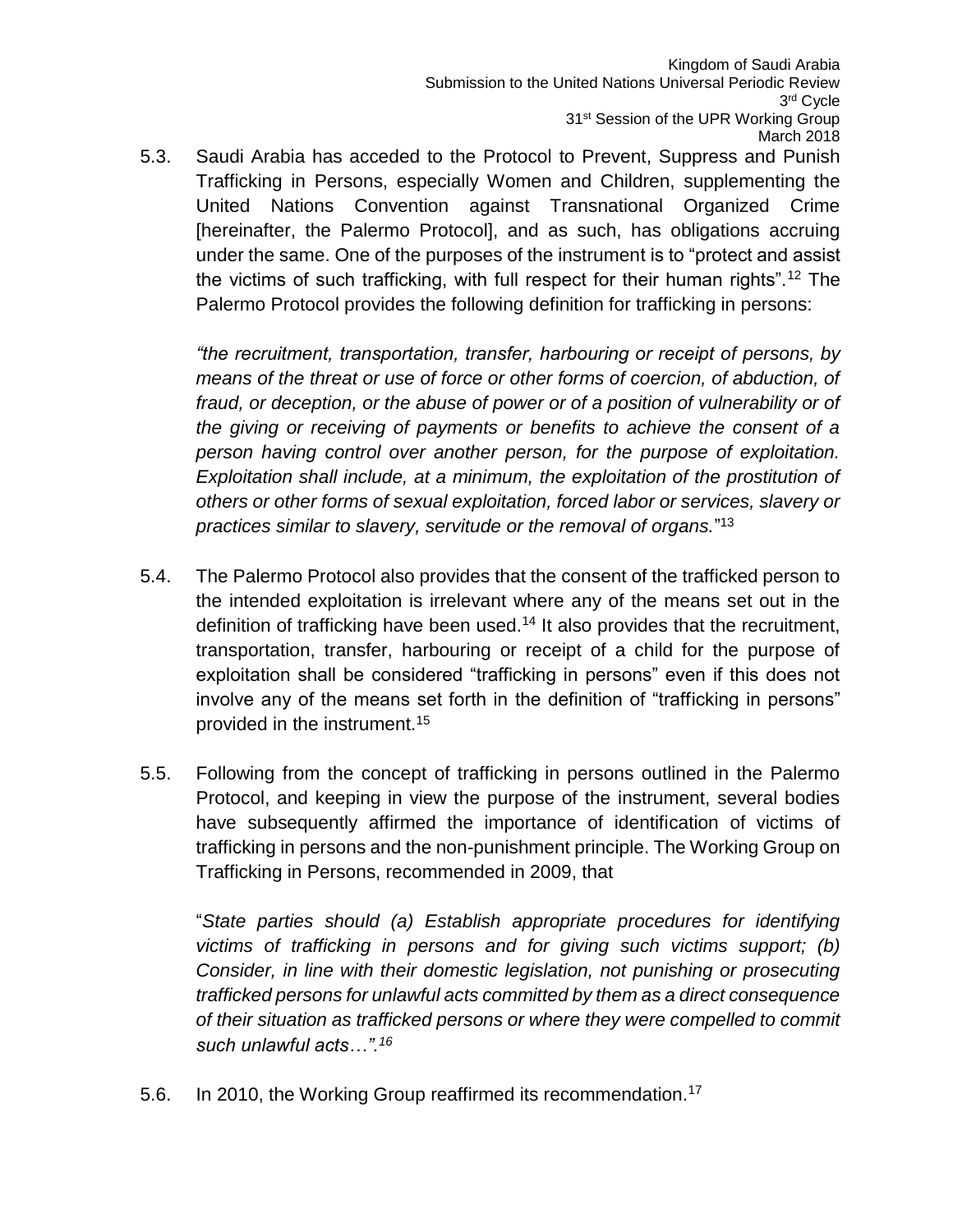5.3. Saudi Arabia has acceded to the Protocol to Prevent, Suppress and Punish Trafficking in Persons, especially Women and Children, supplementing the United Nations Convention against Transnational Organized Crime [hereinafter, the Palermo Protocol], and as such, has obligations accruing under the same. One of the purposes of the instrument is to "protect and assist the victims of such trafficking, with full respect for their human rights".[12] The Palermo Protocol provides the following definition for trafficking in persons:

> *"the recruitment, transportation, transfer, harbouring or receipt of persons, by means of the threat or use of force or other forms of coercion, of abduction, of fraud, or deception, or the abuse of power or of a position of vulnerability or of the giving or receiving of payments or benefits to achieve the consent of a person having control over another person, for the purpose of exploitation. Exploitation shall include, at a minimum, the exploitation of the prostitution of others or other forms of sexual exploitation, forced labor or services, slavery or practices similar to slavery, servitude or the removal of organs.*"[13]

5.4. The Palermo Protocol also provides that the consent of the trafficked person to the intended exploitation is irrelevant where any of the means set out in the definition of trafficking have been used.[14] It also provides that the recruitment, transportation, transfer, harbouring or receipt of a child for the purpose of exploitation shall be considered "trafficking in persons" even if this does not involve any of the means set forth in the definition of "trafficking in persons" provided in the instrument.[15]

5.5. Following from the concept of trafficking in persons outlined in the Palermo Protocol, and keeping in view the purpose of the instrument, several bodies have subsequently affirmed the importance of identification of victims of trafficking in persons and the non-punishment principle. The Working Group on Trafficking in Persons, recommended in 2009, that

> "*State parties should (a) Establish appropriate procedures for identifying victims of trafficking in persons and for giving such victims support; (b) Consider, in line with their domestic legislation, not punishing or prosecuting trafficked persons for unlawful acts committed by them as a direct consequence of their situation as trafficked persons or where they were compelled to commit such unlawful acts…".*[16]

5.6. In 2010, the Working Group reaffirmed its recommendation.[17]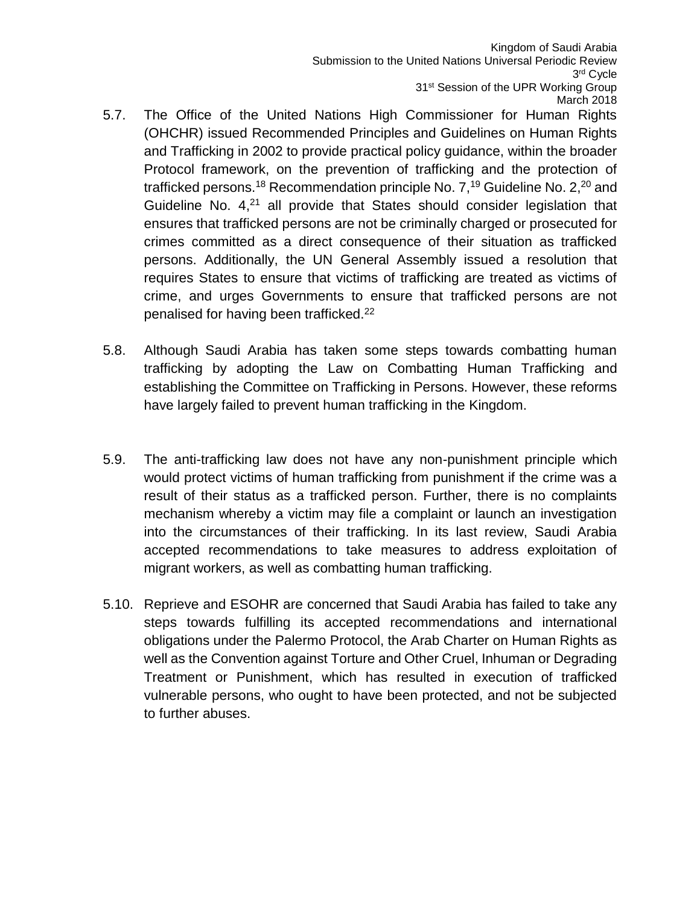5.7. The Office of the United Nations High Commissioner for Human Rights (OHCHR) issued Recommended Principles and Guidelines on Human Rights and Trafficking in 2002 to provide practical policy guidance, within the broader Protocol framework, on the prevention of trafficking and the protection of trafficked persons.[18] Recommendation principle No. 7,[19] Guideline No. 2,[20] and Guideline No. 4,[21] all provide that States should consider legislation that ensures that trafficked persons are not be criminally charged or prosecuted for crimes committed as a direct consequence of their situation as trafficked persons. Additionally, the UN General Assembly issued a resolution that requires States to ensure that victims of trafficking are treated as victims of crime, and urges Governments to ensure that trafficked persons are not penalised for having been trafficked.[22]

5.8. Although Saudi Arabia has taken some steps towards combatting human trafficking by adopting the Law on Combatting Human Trafficking and establishing the Committee on Trafficking in Persons. However, these reforms have largely failed to prevent human trafficking in the Kingdom.

5.9. The anti-trafficking law does not have any non-punishment principle which would protect victims of human trafficking from punishment if the crime was a result of their status as a trafficked person. Further, there is no complaints mechanism whereby a victim may file a complaint or launch an investigation into the circumstances of their trafficking. In its last review, Saudi Arabia accepted recommendations to take measures to address exploitation of migrant workers, as well as combatting human trafficking.

5.10. Reprieve and ESOHR are concerned that Saudi Arabia has failed to take any steps towards fulfilling its accepted recommendations and international obligations under the Palermo Protocol, the Arab Charter on Human Rights as well as the Convention against Torture and Other Cruel, Inhuman or Degrading Treatment or Punishment, which has resulted in execution of trafficked vulnerable persons, who ought to have been protected, and not be subjected to further abuses.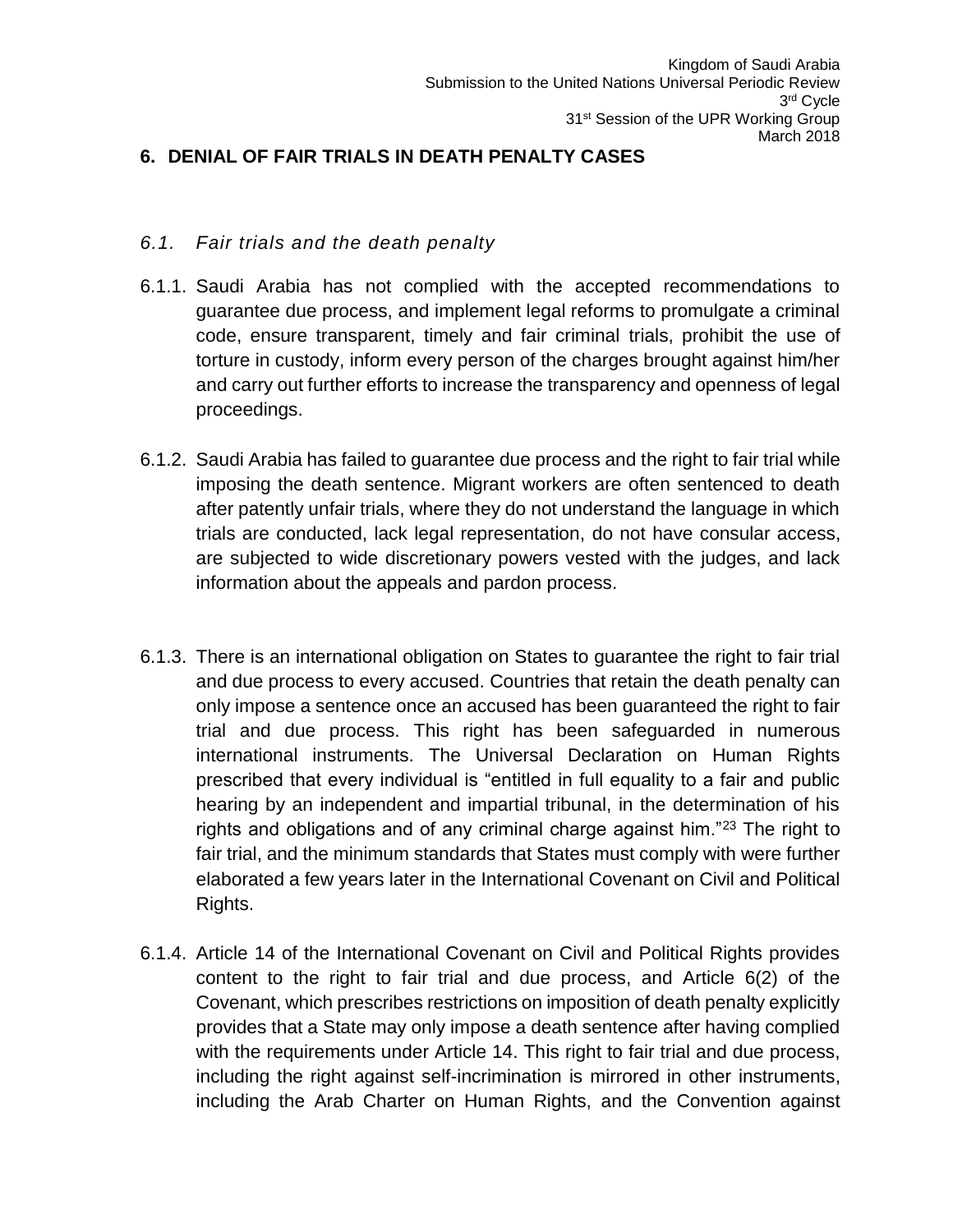## 6. DENIAL OF FAIR TRIALS IN DEATH PENALTY CASES

### *6.1. Fair trials and the death penalty*

6.1.1. Saudi Arabia has not complied with the accepted recommendations to guarantee due process, and implement legal reforms to promulgate a criminal code, ensure transparent, timely and fair criminal trials, prohibit the use of torture in custody, inform every person of the charges brought against him/her and carry out further efforts to increase the transparency and openness of legal proceedings.

6.1.2. Saudi Arabia has failed to guarantee due process and the right to fair trial while imposing the death sentence. Migrant workers are often sentenced to death after patently unfair trials, where they do not understand the language in which trials are conducted, lack legal representation, do not have consular access, are subjected to wide discretionary powers vested with the judges, and lack information about the appeals and pardon process.

6.1.3. There is an international obligation on States to guarantee the right to fair trial and due process to every accused. Countries that retain the death penalty can only impose a sentence once an accused has been guaranteed the right to fair trial and due process. This right has been safeguarded in numerous international instruments. The Universal Declaration on Human Rights prescribed that every individual is "entitled in full equality to a fair and public hearing by an independent and impartial tribunal, in the determination of his rights and obligations and of any criminal charge against him."[23] The right to fair trial, and the minimum standards that States must comply with were further elaborated a few years later in the International Covenant on Civil and Political Rights.

6.1.4. Article 14 of the International Covenant on Civil and Political Rights provides content to the right to fair trial and due process, and Article 6(2) of the Covenant, which prescribes restrictions on imposition of death penalty explicitly provides that a State may only impose a death sentence after having complied with the requirements under Article 14. This right to fair trial and due process, including the right against self-incrimination is mirrored in other instruments, including the Arab Charter on Human Rights, and the Convention against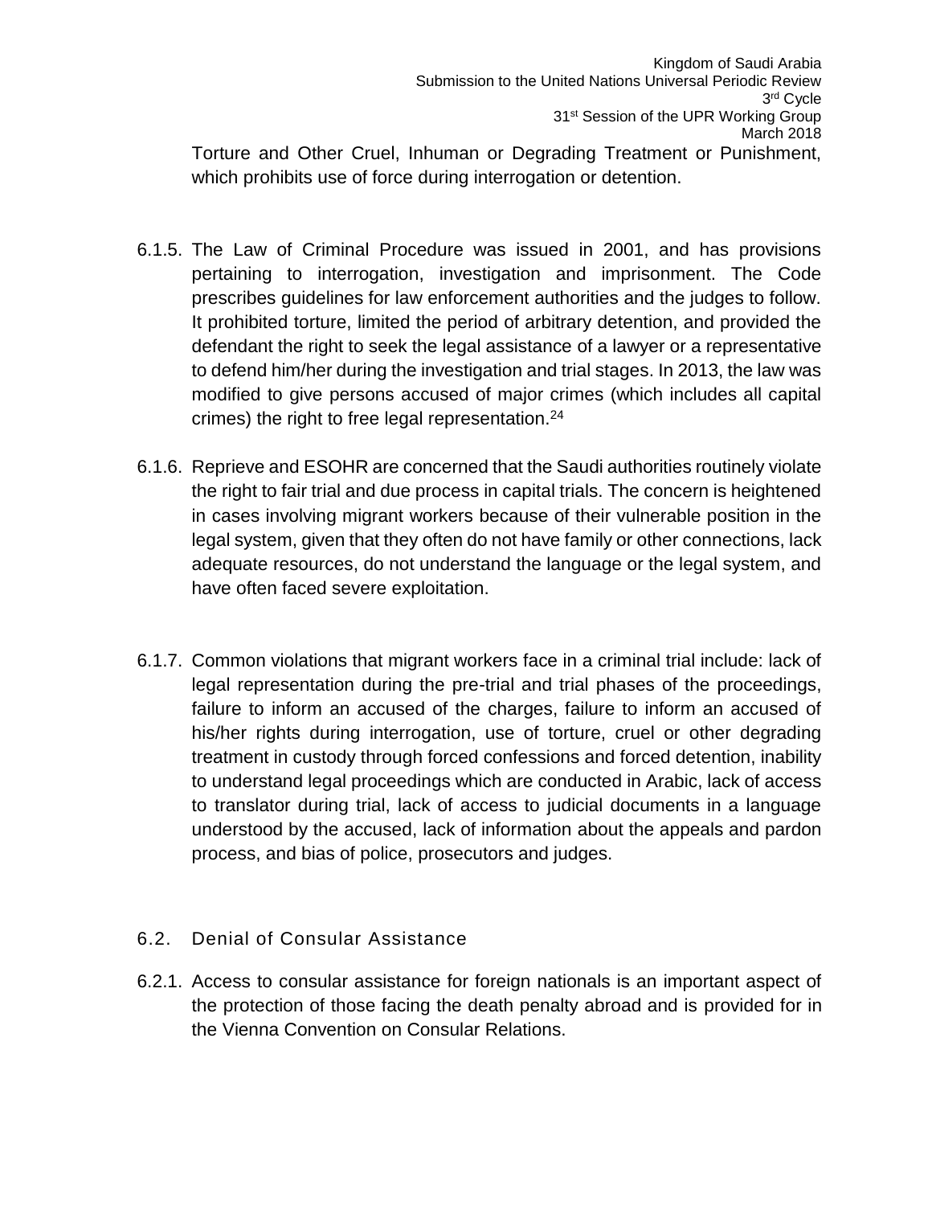Torture and Other Cruel, Inhuman or Degrading Treatment or Punishment, which prohibits use of force during interrogation or detention.

6.1.5. The Law of Criminal Procedure was issued in 2001, and has provisions pertaining to interrogation, investigation and imprisonment. The Code prescribes guidelines for law enforcement authorities and the judges to follow. It prohibited torture, limited the period of arbitrary detention, and provided the defendant the right to seek the legal assistance of a lawyer or a representative to defend him/her during the investigation and trial stages. In 2013, the law was modified to give persons accused of major crimes (which includes all capital crimes) the right to free legal representation.[24]

6.1.6. Reprieve and ESOHR are concerned that the Saudi authorities routinely violate the right to fair trial and due process in capital trials. The concern is heightened in cases involving migrant workers because of their vulnerable position in the legal system, given that they often do not have family or other connections, lack adequate resources, do not understand the language or the legal system, and have often faced severe exploitation.

6.1.7. Common violations that migrant workers face in a criminal trial include: lack of legal representation during the pre-trial and trial phases of the proceedings, failure to inform an accused of the charges, failure to inform an accused of his/her rights during interrogation, use of torture, cruel or other degrading treatment in custody through forced confessions and forced detention, inability to understand legal proceedings which are conducted in Arabic, lack of access to translator during trial, lack of access to judicial documents in a language understood by the accused, lack of information about the appeals and pardon process, and bias of police, prosecutors and judges.

## 6.2. Denial of Consular Assistance

6.2.1. Access to consular assistance for foreign nationals is an important aspect of the protection of those facing the death penalty abroad and is provided for in the Vienna Convention on Consular Relations.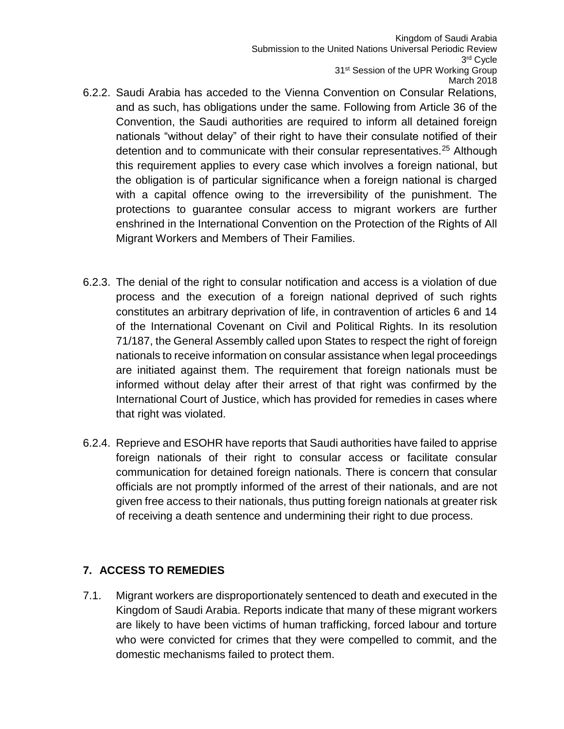6.2.2. Saudi Arabia has acceded to the Vienna Convention on Consular Relations, and as such, has obligations under the same. Following from Article 36 of the Convention, the Saudi authorities are required to inform all detained foreign nationals "without delay" of their right to have their consulate notified of their detention and to communicate with their consular representatives.[25] Although this requirement applies to every case which involves a foreign national, but the obligation is of particular significance when a foreign national is charged with a capital offence owing to the irreversibility of the punishment. The protections to guarantee consular access to migrant workers are further enshrined in the International Convention on the Protection of the Rights of All Migrant Workers and Members of Their Families.

6.2.3. The denial of the right to consular notification and access is a violation of due process and the execution of a foreign national deprived of such rights constitutes an arbitrary deprivation of life, in contravention of articles 6 and 14 of the International Covenant on Civil and Political Rights. In its resolution 71/187, the General Assembly called upon States to respect the right of foreign nationals to receive information on consular assistance when legal proceedings are initiated against them. The requirement that foreign nationals must be informed without delay after their arrest of that right was confirmed by the International Court of Justice, which has provided for remedies in cases where that right was violated.

6.2.4. Reprieve and ESOHR have reports that Saudi authorities have failed to apprise foreign nationals of their right to consular access or facilitate consular communication for detained foreign nationals. There is concern that consular officials are not promptly informed of the arrest of their nationals, and are not given free access to their nationals, thus putting foreign nationals at greater risk of receiving a death sentence and undermining their right to due process.

## 7. ACCESS TO REMEDIES

7.1. Migrant workers are disproportionately sentenced to death and executed in the Kingdom of Saudi Arabia. Reports indicate that many of these migrant workers are likely to have been victims of human trafficking, forced labour and torture who were convicted for crimes that they were compelled to commit, and the domestic mechanisms failed to protect them.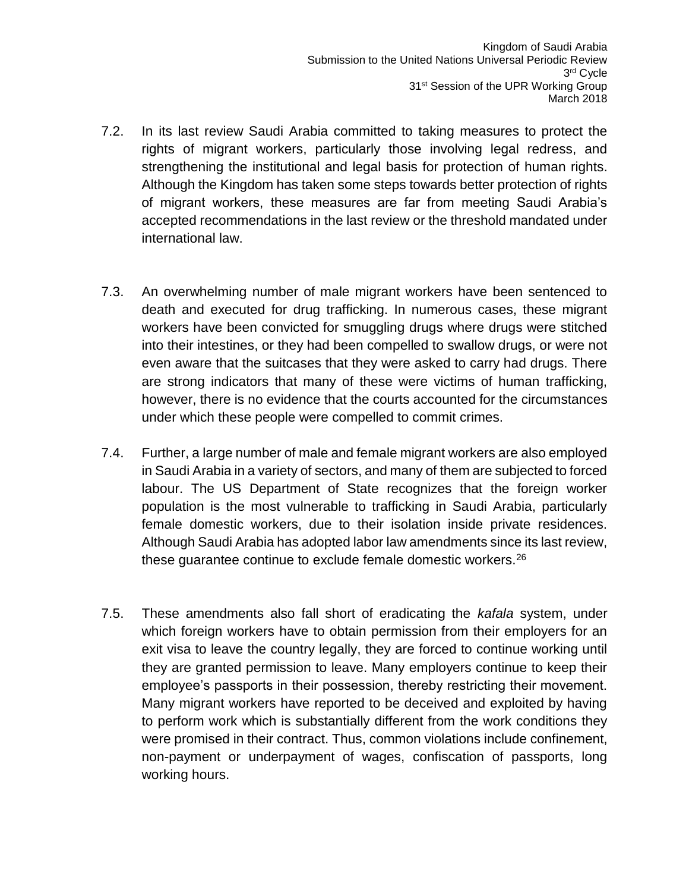7.2. In its last review Saudi Arabia committed to taking measures to protect the rights of migrant workers, particularly those involving legal redress, and strengthening the institutional and legal basis for protection of human rights. Although the Kingdom has taken some steps towards better protection of rights of migrant workers, these measures are far from meeting Saudi Arabia's accepted recommendations in the last review or the threshold mandated under international law.

7.3. An overwhelming number of male migrant workers have been sentenced to death and executed for drug trafficking. In numerous cases, these migrant workers have been convicted for smuggling drugs where drugs were stitched into their intestines, or they had been compelled to swallow drugs, or were not even aware that the suitcases that they were asked to carry had drugs. There are strong indicators that many of these were victims of human trafficking, however, there is no evidence that the courts accounted for the circumstances under which these people were compelled to commit crimes.

7.4. Further, a large number of male and female migrant workers are also employed in Saudi Arabia in a variety of sectors, and many of them are subjected to forced labour. The US Department of State recognizes that the foreign worker population is the most vulnerable to trafficking in Saudi Arabia, particularly female domestic workers, due to their isolation inside private residences. Although Saudi Arabia has adopted labor law amendments since its last review, these guarantee continue to exclude female domestic workers.[26]

7.5. These amendments also fall short of eradicating the *kafala* system, under which foreign workers have to obtain permission from their employers for an exit visa to leave the country legally, they are forced to continue working until they are granted permission to leave. Many employers continue to keep their employee's passports in their possession, thereby restricting their movement. Many migrant workers have reported to be deceived and exploited by having to perform work which is substantially different from the work conditions they were promised in their contract. Thus, common violations include confinement, non-payment or underpayment of wages, confiscation of passports, long working hours.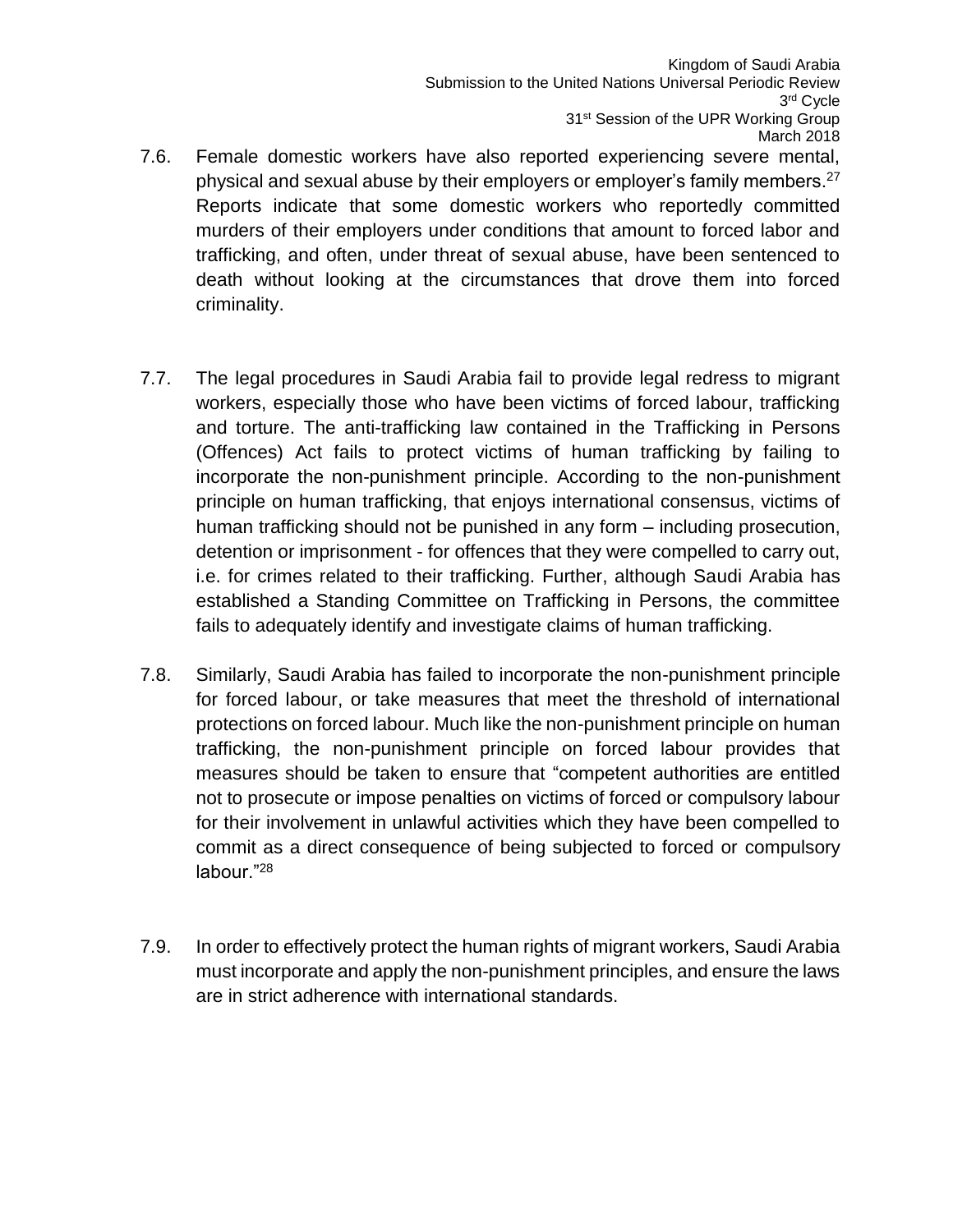7.6. Female domestic workers have also reported experiencing severe mental, physical and sexual abuse by their employers or employer's family members.[27] Reports indicate that some domestic workers who reportedly committed murders of their employers under conditions that amount to forced labor and trafficking, and often, under threat of sexual abuse, have been sentenced to death without looking at the circumstances that drove them into forced criminality.

7.7. The legal procedures in Saudi Arabia fail to provide legal redress to migrant workers, especially those who have been victims of forced labour, trafficking and torture. The anti-trafficking law contained in the Trafficking in Persons (Offences) Act fails to protect victims of human trafficking by failing to incorporate the non-punishment principle. According to the non-punishment principle on human trafficking, that enjoys international consensus, victims of human trafficking should not be punished in any form – including prosecution, detention or imprisonment - for offences that they were compelled to carry out, i.e. for crimes related to their trafficking. Further, although Saudi Arabia has established a Standing Committee on Trafficking in Persons, the committee fails to adequately identify and investigate claims of human trafficking.

7.8. Similarly, Saudi Arabia has failed to incorporate the non-punishment principle for forced labour, or take measures that meet the threshold of international protections on forced labour. Much like the non-punishment principle on human trafficking, the non-punishment principle on forced labour provides that measures should be taken to ensure that "competent authorities are entitled not to prosecute or impose penalties on victims of forced or compulsory labour for their involvement in unlawful activities which they have been compelled to commit as a direct consequence of being subjected to forced or compulsory labour."[28]

7.9. In order to effectively protect the human rights of migrant workers, Saudi Arabia must incorporate and apply the non-punishment principles, and ensure the laws are in strict adherence with international standards.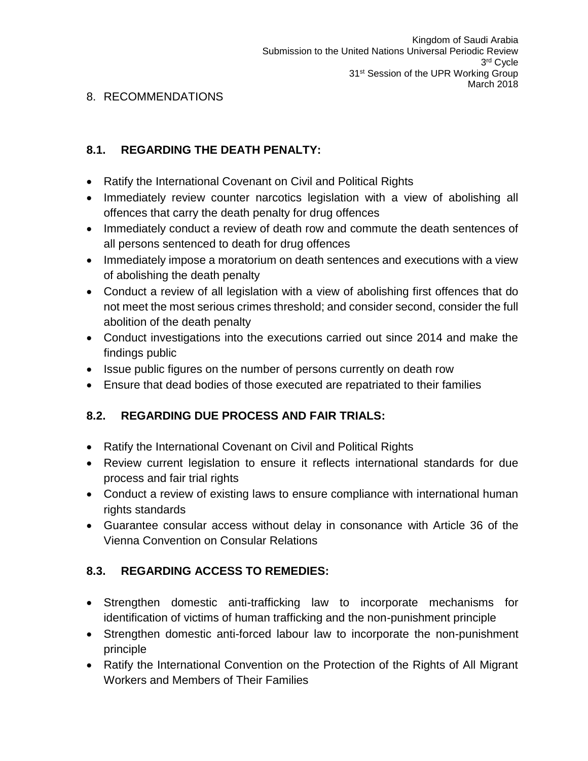## 8. RECOMMENDATIONS

### 8.1. REGARDING THE DEATH PENALTY:

- Ratify the International Covenant on Civil and Political Rights
- Immediately review counter narcotics legislation with a view of abolishing all offences that carry the death penalty for drug offences
- Immediately conduct a review of death row and commute the death sentences of all persons sentenced to death for drug offences
- Immediately impose a moratorium on death sentences and executions with a view of abolishing the death penalty
- Conduct a review of all legislation with a view of abolishing first offences that do not meet the most serious crimes threshold; and consider second, consider the full abolition of the death penalty
- Conduct investigations into the executions carried out since 2014 and make the findings public
- Issue public figures on the number of persons currently on death row
- Ensure that dead bodies of those executed are repatriated to their families

### 8.2. REGARDING DUE PROCESS AND FAIR TRIALS:

- Ratify the International Covenant on Civil and Political Rights
- Review current legislation to ensure it reflects international standards for due process and fair trial rights
- Conduct a review of existing laws to ensure compliance with international human rights standards
- Guarantee consular access without delay in consonance with Article 36 of the Vienna Convention on Consular Relations

### 8.3. REGARDING ACCESS TO REMEDIES:

- Strengthen domestic anti-trafficking law to incorporate mechanisms for identification of victims of human trafficking and the non-punishment principle
- Strengthen domestic anti-forced labour law to incorporate the non-punishment principle
- Ratify the International Convention on the Protection of the Rights of All Migrant Workers and Members of Their Families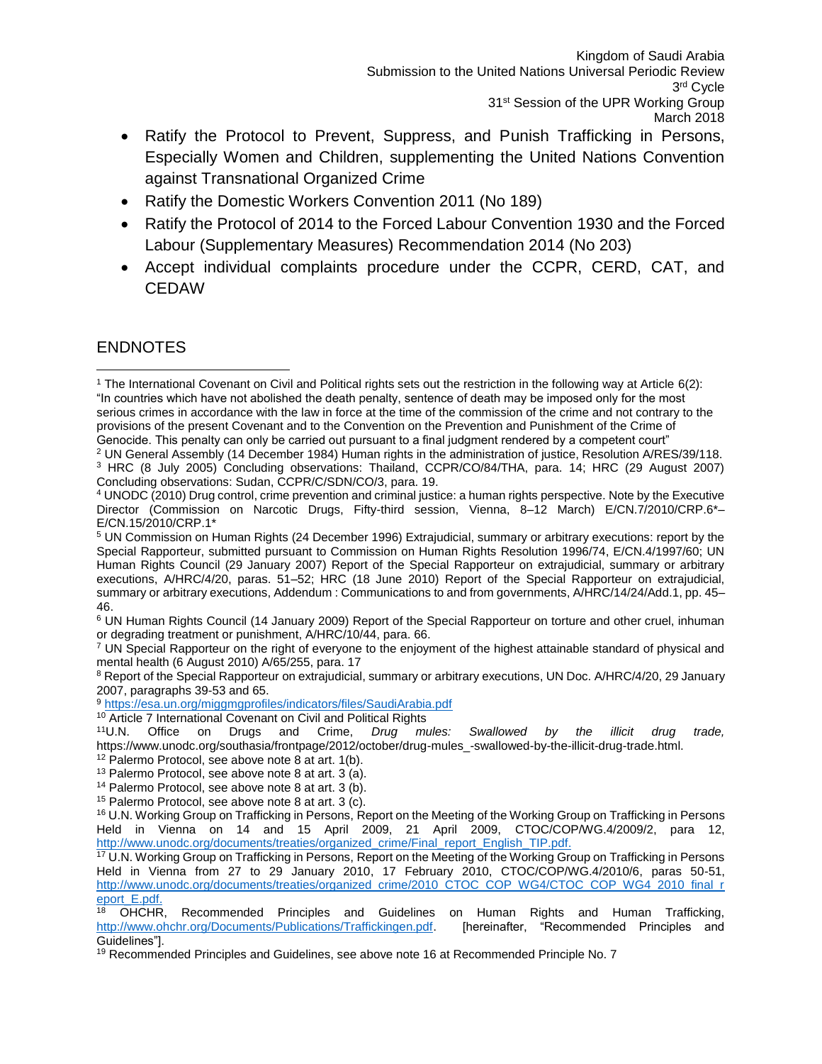- Ratify the Protocol to Prevent, Suppress, and Punish Trafficking in Persons, Especially Women and Children, supplementing the United Nations Convention against Transnational Organized Crime
- Ratify the Domestic Workers Convention 2011 (No 189)
- Ratify the Protocol of 2014 to the Forced Labour Convention 1930 and the Forced Labour (Supplementary Measures) Recommendation 2014 (No 203)
- Accept individual complaints procedure under the CCPR, CERD, CAT, and CEDAW

## ENDNOTES

[1] The International Covenant on Civil and Political rights sets out the restriction in the following way at Article 6(2): "In countries which have not abolished the death penalty, sentence of death may be imposed only for the most serious crimes in accordance with the law in force at the time of the commission of the crime and not contrary to the provisions of the present Covenant and to the Convention on the Prevention and Punishment of the Crime of Genocide. This penalty can only be carried out pursuant to a final judgment rendered by a competent court"

[2] UN General Assembly (14 December 1984) Human rights in the administration of justice, Resolution A/RES/39/118.

[3] HRC (8 July 2005) Concluding observations: Thailand, CCPR/CO/84/THA, para. 14; HRC (29 August 2007) Concluding observations: Sudan, CCPR/C/SDN/CO/3, para. 19.

[4] UNODC (2010) Drug control, crime prevention and criminal justice: a human rights perspective. Note by the Executive Director (Commission on Narcotic Drugs, Fifty-third session, Vienna, 8–12 March) E/CN.7/2010/CRP.6*–E/CN.15/2010/CRP.1*

[5] UN Commission on Human Rights (24 December 1996) Extrajudicial, summary or arbitrary executions: report by the Special Rapporteur, submitted pursuant to Commission on Human Rights Resolution 1996/74, E/CN.4/1997/60; UN Human Rights Council (29 January 2007) Report of the Special Rapporteur on extrajudicial, summary or arbitrary executions, A/HRC/4/20, paras. 51–52; HRC (18 June 2010) Report of the Special Rapporteur on extrajudicial, summary or arbitrary executions, Addendum : Communications to and from governments, A/HRC/14/24/Add.1, pp. 45–46.

[6] UN Human Rights Council (14 January 2009) Report of the Special Rapporteur on torture and other cruel, inhuman or degrading treatment or punishment, A/HRC/10/44, para. 66.

[7] UN Special Rapporteur on the right of everyone to the enjoyment of the highest attainable standard of physical and mental health (6 August 2010) A/65/255, para. 17

[8] Report of the Special Rapporteur on extrajudicial, summary or arbitrary executions, UN Doc. A/HRC/4/20, 29 January 2007, paragraphs 39-53 and 65.

[9] https://esa.un.org/miggmgprofiles/indicators/files/SaudiArabia.pdf

[10] Article 7 International Covenant on Civil and Political Rights

[11] U.N. Office on Drugs and Crime, *Drug mules: Swallowed by the illicit drug trade,* https://www.unodc.org/southasia/frontpage/2012/october/drug-mules_-swallowed-by-the-illicit-drug-trade.html.

[12] Palermo Protocol, see above note 8 at art. 1(b).

[13] Palermo Protocol, see above note 8 at art. 3 (a).

[14] Palermo Protocol, see above note 8 at art. 3 (b).

[15] Palermo Protocol, see above note 8 at art. 3 (c).

[16] U.N. Working Group on Trafficking in Persons, Report on the Meeting of the Working Group on Trafficking in Persons Held in Vienna on 14 and 15 April 2009, 21 April 2009, CTOC/COP/WG.4/2009/2, para 12, http://www.unodc.org/documents/treaties/organized_crime/Final_report_English_TIP.pdf.

[17] U.N. Working Group on Trafficking in Persons, Report on the Meeting of the Working Group on Trafficking in Persons Held in Vienna from 27 to 29 January 2010, 17 February 2010, CTOC/COP/WG.4/2010/6, paras 50-51, http://www.unodc.org/documents/treaties/organized_crime/2010_CTOC_COP_WG4/CTOC_COP_WG4_2010_final_report_E.pdf.

[18] OHCHR, Recommended Principles and Guidelines on Human Rights and Human Trafficking, http://www.ohchr.org/Documents/Publications/Traffickingen.pdf. [hereinafter, "Recommended Principles and Guidelines"].

[19] Recommended Principles and Guidelines, see above note 16 at Recommended Principle No. 7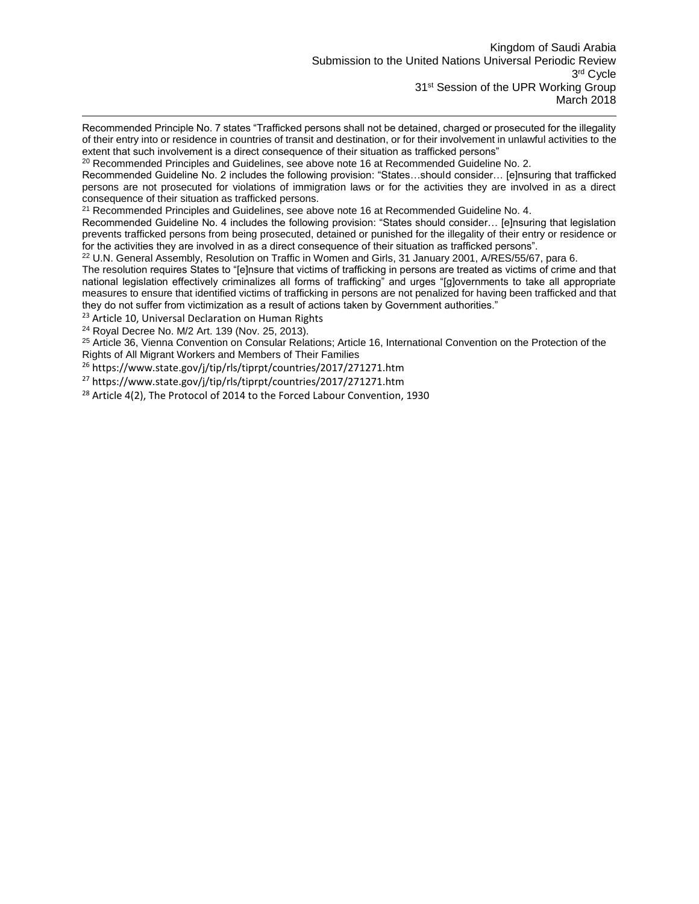Recommended Principle No. 7 states "Trafficked persons shall not be detained, charged or prosecuted for the illegality of their entry into or residence in countries of transit and destination, or for their involvement in unlawful activities to the extent that such involvement is a direct consequence of their situation as trafficked persons"

[20] Recommended Principles and Guidelines, see above note 16 at Recommended Guideline No. 2.

Recommended Guideline No. 2 includes the following provision: "States…should consider… [e]nsuring that trafficked persons are not prosecuted for violations of immigration laws or for the activities they are involved in as a direct consequence of their situation as trafficked persons.

[21] Recommended Principles and Guidelines, see above note 16 at Recommended Guideline No. 4.

Recommended Guideline No. 4 includes the following provision: "States should consider… [e]nsuring that legislation prevents trafficked persons from being prosecuted, detained or punished for the illegality of their entry or residence or for the activities they are involved in as a direct consequence of their situation as trafficked persons".

[22] U.N. General Assembly, Resolution on Traffic in Women and Girls, 31 January 2001, A/RES/55/67, para 6.

The resolution requires States to "[e]nsure that victims of trafficking in persons are treated as victims of crime and that national legislation effectively criminalizes all forms of trafficking" and urges "[g]overnments to take all appropriate measures to ensure that identified victims of trafficking in persons are not penalized for having been trafficked and that they do not suffer from victimization as a result of actions taken by Government authorities."

[23] Article 10, Universal Declaration on Human Rights

[24] Royal Decree No. M/2 Art. 139 (Nov. 25, 2013).

[25] Article 36, Vienna Convention on Consular Relations; Article 16, International Convention on the Protection of the Rights of All Migrant Workers and Members of Their Families

[26] https://www.state.gov/j/tip/rls/tiprpt/countries/2017/271271.htm

[27] https://www.state.gov/j/tip/rls/tiprpt/countries/2017/271271.htm

[28] Article 4(2), The Protocol of 2014 to the Forced Labour Convention, 1930